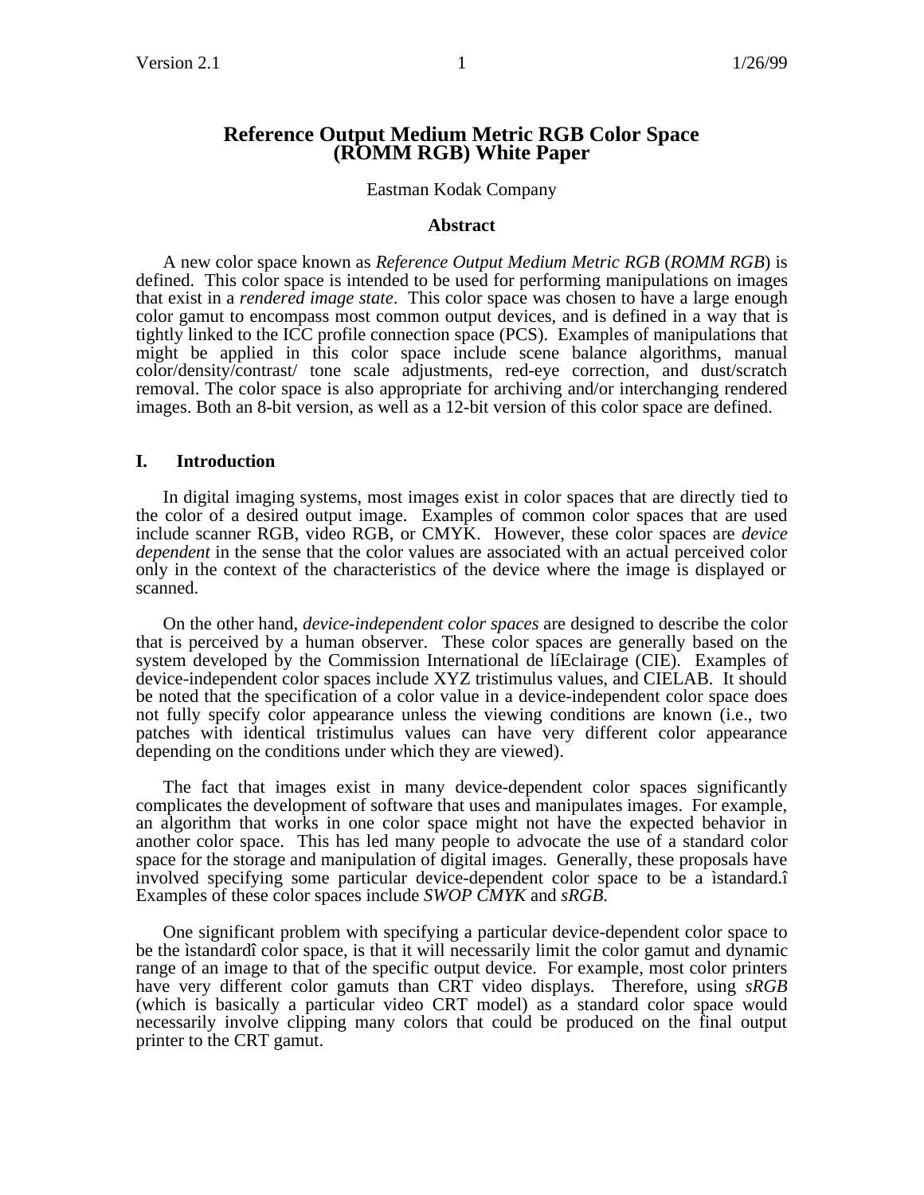# Reference Output Medium Metric RGB Color Space (ROMM RGB) White Paper

Eastman Kodak Company

**Abstract**

A new color space known as *Reference Output Medium Metric RGB* (*ROMM RGB*) is defined. This color space is intended to be used for performing manipulations on images that exist in a *rendered image state*. This color space was chosen to have a large enough color gamut to encompass most common output devices, and is defined in a way that is tightly linked to the ICC profile connection space (PCS). Examples of manipulations that might be applied in this color space include scene balance algorithms, manual color/density/contrast/ tone scale adjustments, red-eye correction, and dust/scratch removal. The color space is also appropriate for archiving and/or interchanging rendered images. Both an 8-bit version, as well as a 12-bit version of this color space are defined.

## I. Introduction

In digital imaging systems, most images exist in color spaces that are directly tied to the color of a desired output image. Examples of common color spaces that are used include scanner RGB, video RGB, or CMYK. However, these color spaces are *device dependent* in the sense that the color values are associated with an actual perceived color only in the context of the characteristics of the device where the image is displayed or scanned.

On the other hand, *device-independent color spaces* are designed to describe the color that is perceived by a human observer. These color spaces are generally based on the system developed by the Commission International de líEclairage (CIE). Examples of device-independent color spaces include XYZ tristimulus values, and CIELAB. It should be noted that the specification of a color value in a device-independent color space does not fully specify color appearance unless the viewing conditions are known (i.e., two patches with identical tristimulus values can have very different color appearance depending on the conditions under which they are viewed).

The fact that images exist in many device-dependent color spaces significantly complicates the development of software that uses and manipulates images. For example, an algorithm that works in one color space might not have the expected behavior in another color space. This has led many people to advocate the use of a standard color space for the storage and manipulation of digital images. Generally, these proposals have involved specifying some particular device-dependent color space to be a ìstandard.î Examples of these color spaces include *SWOP CMYK* and *sRGB.*

One significant problem with specifying a particular device-dependent color space to be the ìstandardî color space, is that it will necessarily limit the color gamut and dynamic range of an image to that of the specific output device. For example, most color printers have very different color gamuts than CRT video displays. Therefore, using *sRGB* (which is basically a particular video CRT model) as a standard color space would necessarily involve clipping many colors that could be produced on the final output printer to the CRT gamut.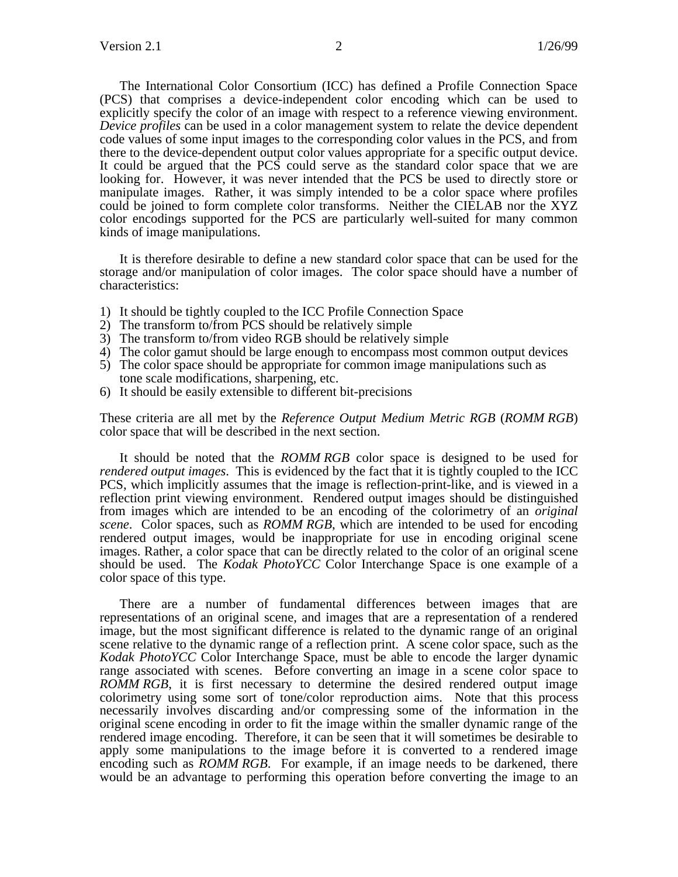The International Color Consortium (ICC) has defined a Profile Connection Space (PCS) that comprises a device-independent color encoding which can be used to explicitly specify the color of an image with respect to a reference viewing environment. *Device profiles* can be used in a color management system to relate the device dependent code values of some input images to the corresponding color values in the PCS, and from there to the device-dependent output color values appropriate for a specific output device. It could be argued that the PCS could serve as the standard color space that we are looking for. However, it was never intended that the PCS be used to directly store or manipulate images. Rather, it was simply intended to be a color space where profiles could be joined to form complete color transforms. Neither the CIELAB nor the XYZ color encodings supported for the PCS are particularly well-suited for many common kinds of image manipulations.

It is therefore desirable to define a new standard color space that can be used for the storage and/or manipulation of color images. The color space should have a number of characteristics:

1) It should be tightly coupled to the ICC Profile Connection Space
2) The transform to/from PCS should be relatively simple
3) The transform to/from video RGB should be relatively simple
4) The color gamut should be large enough to encompass most common output devices
5) The color space should be appropriate for common image manipulations such as tone scale modifications, sharpening, etc.
6) It should be easily extensible to different bit-precisions

These criteria are all met by the *Reference Output Medium Metric RGB* (*ROMM RGB*) color space that will be described in the next section.

It should be noted that the *ROMM RGB* color space is designed to be used for *rendered output images*. This is evidenced by the fact that it is tightly coupled to the ICC PCS, which implicitly assumes that the image is reflection-print-like, and is viewed in a reflection print viewing environment. Rendered output images should be distinguished from images which are intended to be an encoding of the colorimetry of an *original scene*. Color spaces, such as *ROMM RGB*, which are intended to be used for encoding rendered output images, would be inappropriate for use in encoding original scene images. Rather, a color space that can be directly related to the color of an original scene should be used. The *Kodak PhotoYCC* Color Interchange Space is one example of a color space of this type.

There are a number of fundamental differences between images that are representations of an original scene, and images that are a representation of a rendered image, but the most significant difference is related to the dynamic range of an original scene relative to the dynamic range of a reflection print. A scene color space, such as the *Kodak PhotoYCC* Color Interchange Space, must be able to encode the larger dynamic range associated with scenes. Before converting an image in a scene color space to *ROMM RGB*, it is first necessary to determine the desired rendered output image colorimetry using some sort of tone/color reproduction aims. Note that this process necessarily involves discarding and/or compressing some of the information in the original scene encoding in order to fit the image within the smaller dynamic range of the rendered image encoding. Therefore, it can be seen that it will sometimes be desirable to apply some manipulations to the image before it is converted to a rendered image encoding such as *ROMM RGB*. For example, if an image needs to be darkened, there would be an advantage to performing this operation before converting the image to an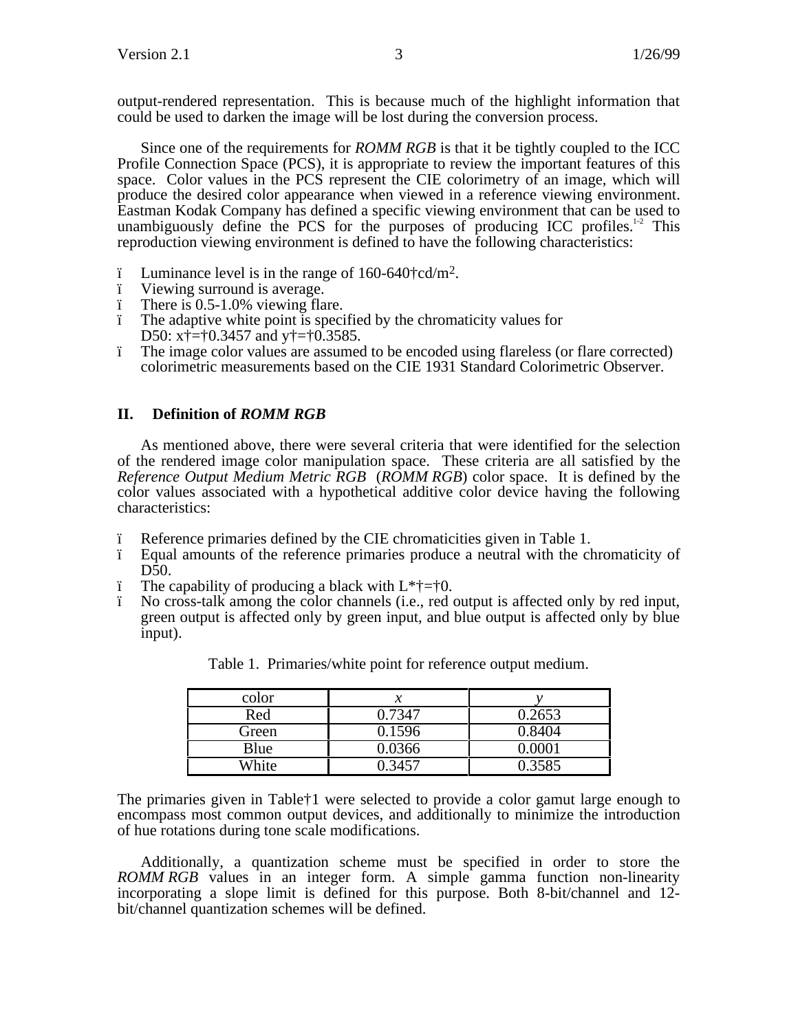output-rendered representation. This is because much of the highlight information that could be used to darken the image will be lost during the conversion process.

Since one of the requirements for *ROMM RGB* is that it be tightly coupled to the ICC Profile Connection Space (PCS), it is appropriate to review the important features of this space. Color values in the PCS represent the CIE colorimetry of an image, which will produce the desired color appearance when viewed in a reference viewing environment. Eastman Kodak Company has defined a specific viewing environment that can be used to unambiguously define the PCS for the purposes of producing ICC profiles.[1-2] This reproduction viewing environment is defined to have the following characteristics:

- Luminance level is in the range of 160-640 cd/m$^2$.
- Viewing surround is average.
- There is 0.5-1.0% viewing flare.
- The adaptive white point is specified by the chromaticity values for D50: $x = 0.3457$ and $y = 0.3585$.
- The image color values are assumed to be encoded using flareless (or flare corrected) colorimetric measurements based on the CIE 1931 Standard Colorimetric Observer.

## II. Definition of *ROMM RGB*

As mentioned above, there were several criteria that were identified for the selection of the rendered image color manipulation space. These criteria are all satisfied by the *Reference Output Medium Metric RGB* (*ROMM RGB*) color space. It is defined by the color values associated with a hypothetical additive color device having the following characteristics:

- Reference primaries defined by the CIE chromaticities given in Table 1.
- Equal amounts of the reference primaries produce a neutral with the chromaticity of D50.
- The capability of producing a black with $L^* = 0$.
- No cross-talk among the color channels (i.e., red output is affected only by red input, green output is affected only by green input, and blue output is affected only by blue input).

Table 1. Primaries/white point for reference output medium.

| color | *x* | *y* |
|---|---|---|
| Red | 0.7347 | 0.2653 |
| Green | 0.1596 | 0.8404 |
| Blue | 0.0366 | 0.0001 |
| White | 0.3457 | 0.3585 |

The primaries given in Table 1 were selected to provide a color gamut large enough to encompass most common output devices, and additionally to minimize the introduction of hue rotations during tone scale modifications.

Additionally, a quantization scheme must be specified in order to store the *ROMM RGB* values in an integer form. A simple gamma function non-linearity incorporating a slope limit is defined for this purpose. Both 8-bit/channel and 12-bit/channel quantization schemes will be defined.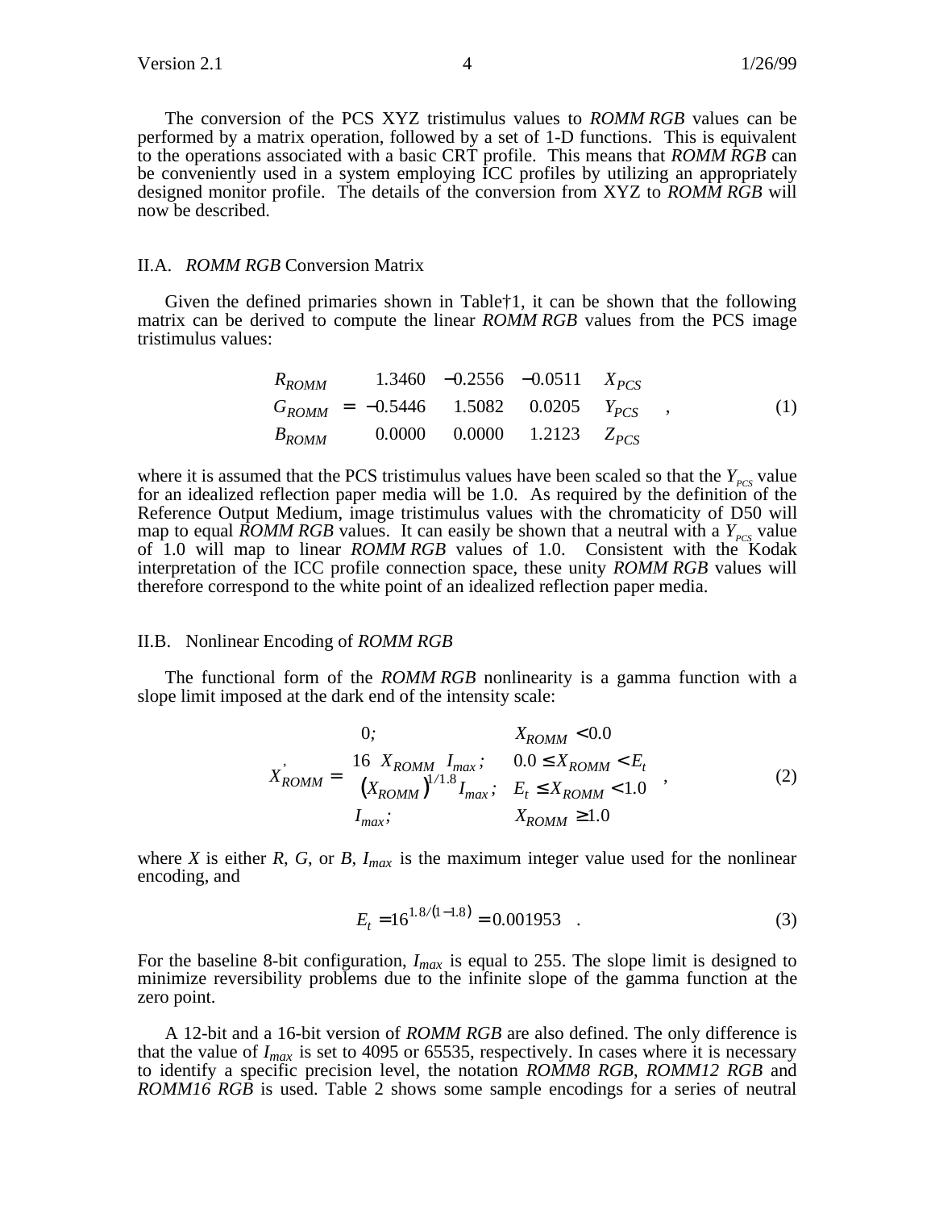The conversion of the PCS XYZ tristimulus values to *ROMM RGB* values can be performed by a matrix operation, followed by a set of 1-D functions. This is equivalent to the operations associated with a basic CRT profile. This means that *ROMM RGB* can be conveniently used in a system employing ICC profiles by utilizing an appropriately designed monitor profile. The details of the conversion from XYZ to *ROMM RGB* will now be described.

## II.A. *ROMM RGB* Conversion Matrix

Given the defined primaries shown in Table†1, it can be shown that the following matrix can be derived to compute the linear *ROMM RGB* values from the PCS image tristimulus values:

$$\begin{bmatrix} R_{ROMM} \\ G_{ROMM} \\ B_{ROMM} \end{bmatrix} = \begin{bmatrix} 1.3460 & -0.2556 & -0.0511 \\ -0.5446 & 1.5082 & 0.0205 \\ 0.0000 & 0.0000 & 1.2123 \end{bmatrix} \begin{bmatrix} X_{PCS} \\ Y_{PCS} \\ Z_{PCS} \end{bmatrix}, \tag{1}$$

where it is assumed that the PCS tristimulus values have been scaled so that the $Y_{PCS}$ value for an idealized reflection paper media will be 1.0. As required by the definition of the Reference Output Medium, image tristimulus values with the chromaticity of D50 will map to equal *ROMM RGB* values. It can easily be shown that a neutral with a $Y_{PCS}$ value of 1.0 will map to linear *ROMM RGB* values of 1.0. Consistent with the Kodak interpretation of the ICC profile connection space, these unity *ROMM RGB* values will therefore correspond to the white point of an idealized reflection paper media.

## II.B. Nonlinear Encoding of *ROMM RGB*

The functional form of the *ROMM RGB* nonlinearity is a gamma function with a slope limit imposed at the dark end of the intensity scale:

$$X'_{ROMM} = \begin{cases} 0; & X_{ROMM} < 0.0 \\ 16\, X_{ROMM}\, I_{max}; & 0.0 \le X_{ROMM} < E_t \\ \left(X_{ROMM}\right)^{1/1.8} I_{max}; & E_t \le X_{ROMM} < 1.0 \\ I_{max}; & X_{ROMM} \ge 1.0 \end{cases}, \tag{2}$$

where $X$ is either $R$, $G$, or $B$, $I_{max}$ is the maximum integer value used for the nonlinear encoding, and

$$E_t = 16^{1.8/(1-1.8)} = 0.001953 \quad . \tag{3}$$

For the baseline 8-bit configuration, $I_{max}$ is equal to 255. The slope limit is designed to minimize reversibility problems due to the infinite slope of the gamma function at the zero point.

A 12-bit and a 16-bit version of *ROMM RGB* are also defined. The only difference is that the value of $I_{max}$ is set to 4095 or 65535, respectively. In cases where it is necessary to identify a specific precision level, the notation *ROMM8 RGB*, *ROMM12 RGB* and *ROMM16 RGB* is used. Table 2 shows some sample encodings for a series of neutral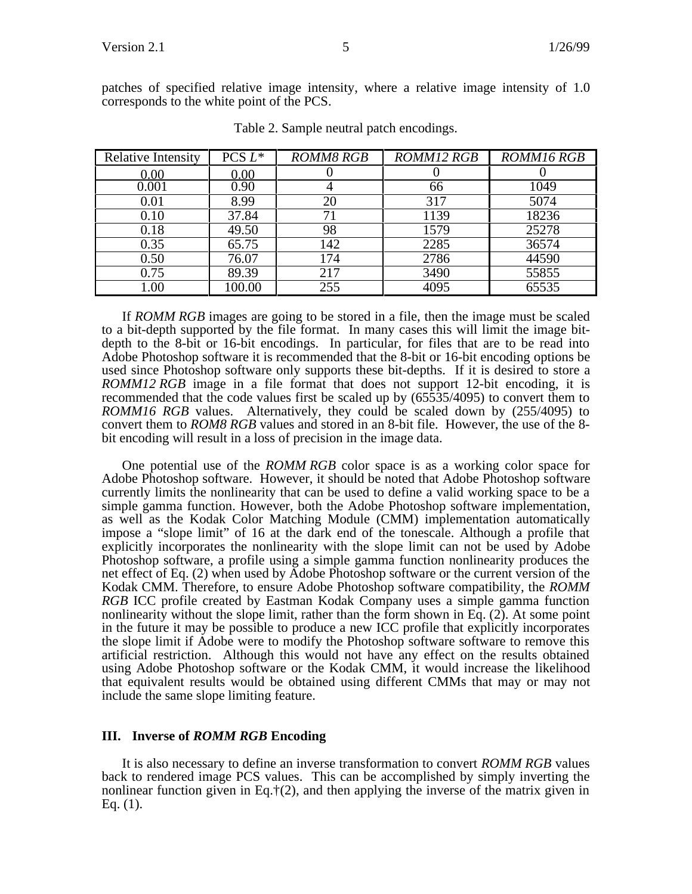patches of specified relative image intensity, where a relative image intensity of 1.0 corresponds to the white point of the PCS.

Table 2. Sample neutral patch encodings.

| Relative Intensity | PCS $L^*$ | *ROMM8 RGB* | *ROMM12 RGB* | *ROMM16 RGB* |
|---|---|---|---|---|
| 0.00 | 0.00 | 0 | 0 | 0 |
| 0.001 | 0.90 | 4 | 66 | 1049 |
| 0.01 | 8.99 | 20 | 317 | 5074 |
| 0.10 | 37.84 | 71 | 1139 | 18236 |
| 0.18 | 49.50 | 98 | 1579 | 25278 |
| 0.35 | 65.75 | 142 | 2285 | 36574 |
| 0.50 | 76.07 | 174 | 2786 | 44590 |
| 0.75 | 89.39 | 217 | 3490 | 55855 |
| 1.00 | 100.00 | 255 | 4095 | 65535 |

If *ROMM RGB* images are going to be stored in a file, then the image must be scaled to a bit-depth supported by the file format. In many cases this will limit the image bit-depth to the 8-bit or 16-bit encodings. In particular, for files that are to be read into Adobe Photoshop software it is recommended that the 8-bit or 16-bit encoding options be used since Photoshop software only supports these bit-depths. If it is desired to store a *ROMM12 RGB* image in a file format that does not support 12-bit encoding, it is recommended that the code values first be scaled up by (65535/4095) to convert them to *ROMM16 RGB* values. Alternatively, they could be scaled down by (255/4095) to convert them to *ROM8 RGB* values and stored in an 8-bit file. However, the use of the 8-bit encoding will result in a loss of precision in the image data.

One potential use of the *ROMM RGB* color space is as a working color space for Adobe Photoshop software. However, it should be noted that Adobe Photoshop software currently limits the nonlinearity that can be used to define a valid working space to be a simple gamma function. However, both the Adobe Photoshop software implementation, as well as the Kodak Color Matching Module (CMM) implementation automatically impose a "slope limit" of 16 at the dark end of the tonescale. Although a profile that explicitly incorporates the nonlinearity with the slope limit can not be used by Adobe Photoshop software, a profile using a simple gamma function nonlinearity produces the net effect of Eq. (2) when used by Adobe Photoshop software or the current version of the Kodak CMM. Therefore, to ensure Adobe Photoshop software compatibility, the *ROMM RGB* ICC profile created by Eastman Kodak Company uses a simple gamma function nonlinearity without the slope limit, rather than the form shown in Eq. (2). At some point in the future it may be possible to produce a new ICC profile that explicitly incorporates the slope limit if Adobe were to modify the Photoshop software software to remove this artificial restriction. Although this would not have any effect on the results obtained using Adobe Photoshop software or the Kodak CMM, it would increase the likelihood that equivalent results would be obtained using different CMMs that may or may not include the same slope limiting feature.

### III. Inverse of *ROMM RGB* Encoding

It is also necessary to define an inverse transformation to convert *ROMM RGB* values back to rendered image PCS values. This can be accomplished by simply inverting the nonlinear function given in Eq.†(2), and then applying the inverse of the matrix given in Eq. (1).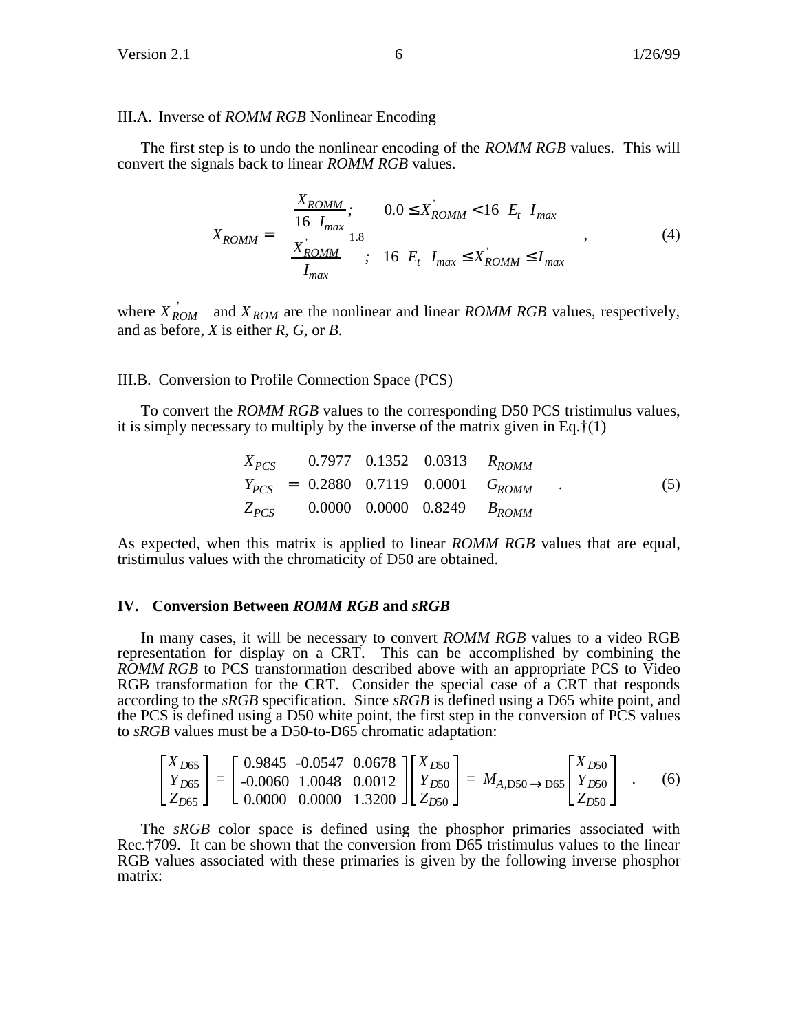### III.A. Inverse of *ROMM RGB* Nonlinear Encoding

The first step is to undo the nonlinear encoding of the *ROMM RGB* values. This will convert the signals back to linear *ROMM RGB* values.

$$X_{ROMM} = \begin{cases} \dfrac{X'_{ROMM}}{16\ I_{max}}; & 0.0 \le X'_{ROMM} < 16\ E_t\ I_{max} \\ \left(\dfrac{X'_{ROMM}}{I_{max}}\right)^{1.8}; & 16\ E_t\ I_{max} \le X'_{ROMM} \le I_{max} \end{cases}, \tag{4}$$

where $X'_{ROM}$ and $X_{ROM}$ are the nonlinear and linear *ROMM RGB* values, respectively, and as before, $X$ is either $R$, $G$, or $B$.

### III.B. Conversion to Profile Connection Space (PCS)

To convert the *ROMM RGB* values to the corresponding D50 PCS tristimulus values, it is simply necessary to multiply by the inverse of the matrix given in Eq. (1)

$$\begin{bmatrix} X_{PCS} \\ Y_{PCS} \\ Z_{PCS} \end{bmatrix} = \begin{bmatrix} 0.7977 & 0.1352 & 0.0313 \\ 0.2880 & 0.7119 & 0.0001 \\ 0.0000 & 0.0000 & 0.8249 \end{bmatrix} \begin{bmatrix} R_{ROMM} \\ G_{ROMM} \\ B_{ROMM} \end{bmatrix}. \tag{5}$$

As expected, when this matrix is applied to linear *ROMM RGB* values that are equal, tristimulus values with the chromaticity of D50 are obtained.

## IV. Conversion Between *ROMM RGB* and *sRGB*

In many cases, it will be necessary to convert *ROMM RGB* values to a video RGB representation for display on a CRT. This can be accomplished by combining the *ROMM RGB* to PCS transformation described above with an appropriate PCS to Video RGB transformation for the CRT. Consider the special case of a CRT that responds according to the *sRGB* specification. Since *sRGB* is defined using a D65 white point, and the PCS is defined using a D50 white point, the first step in the conversion of PCS values to *sRGB* values must be a D50-to-D65 chromatic adaptation:

$$\begin{bmatrix} X_{D65} \\ Y_{D65} \\ Z_{D65} \end{bmatrix} = \begin{bmatrix} 0.9845 & -0.0547 & 0.0678 \\ -0.0060 & 1.0048 & 0.0012 \\ 0.0000 & 0.0000 & 1.3200 \end{bmatrix} \begin{bmatrix} X_{D50} \\ Y_{D50} \\ Z_{D50} \end{bmatrix} = \overline{M}_{A,\mathrm{D50}\rightarrow\mathrm{D65}} \begin{bmatrix} X_{D50} \\ Y_{D50} \\ Z_{D50} \end{bmatrix}. \tag{6}$$

The *sRGB* color space is defined using the phosphor primaries associated with Rec. 709. It can be shown that the conversion from D65 tristimulus values to the linear RGB values associated with these primaries is given by the following inverse phosphor matrix: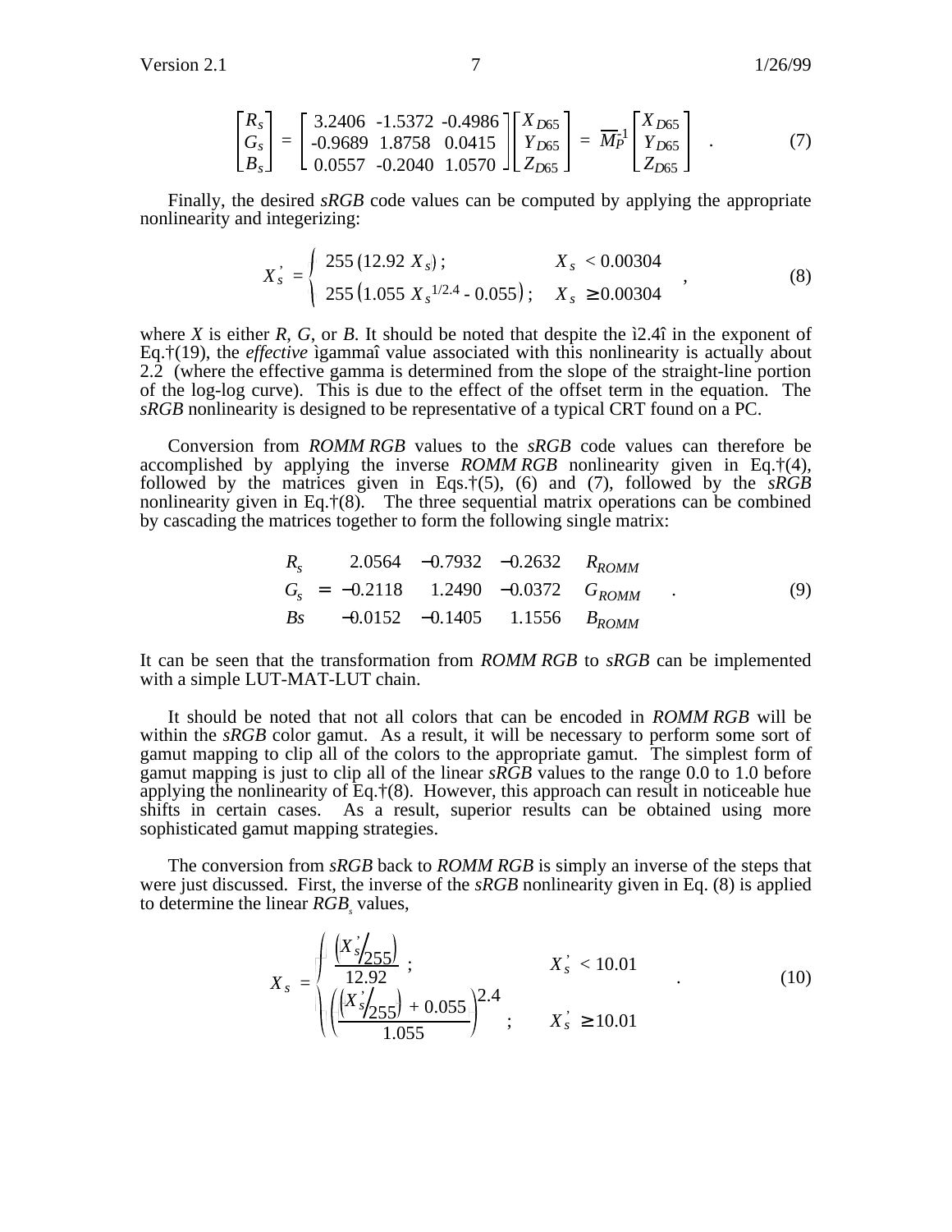$$\begin{bmatrix} R_s \\ G_s \\ B_s \end{bmatrix} = \begin{bmatrix} 3.2406 & -1.5372 & -0.4986 \\ -0.9689 & 1.8758 & 0.0415 \\ 0.0557 & -0.2040 & 1.0570 \end{bmatrix} \begin{bmatrix} X_{D65} \\ Y_{D65} \\ Z_{D65} \end{bmatrix} = \overline{M}_P^{-1} \begin{bmatrix} X_{D65} \\ Y_{D65} \\ Z_{D65} \end{bmatrix} . \tag{7}$$

Finally, the desired *sRGB* code values can be computed by applying the appropriate nonlinearity and integerizing:

$$X_s' = \begin{cases} 255\,(12.92\ X_s)\,; & X_s < 0.00304 \\ 255\left(1.055\ X_s^{1/2.4} - 0.055\right); & X_s \geq 0.00304 \end{cases} , \tag{8}$$

where $X$ is either $R$, $G$, or $B$. It should be noted that despite the ì2.4î in the exponent of Eq.†(19), the *effective* ìgammaî value associated with this nonlinearity is actually about 2.2 (where the effective gamma is determined from the slope of the straight-line portion of the log-log curve). This is due to the effect of the offset term in the equation. The *sRGB* nonlinearity is designed to be representative of a typical CRT found on a PC.

Conversion from *ROMM RGB* values to the *sRGB* code values can therefore be accomplished by applying the inverse *ROMM RGB* nonlinearity given in Eq.†(4), followed by the matrices given in Eqs.†(5), (6) and (7), followed by the *sRGB* nonlinearity given in Eq.†(8). The three sequential matrix operations can be combined by cascading the matrices together to form the following single matrix:

$$\begin{bmatrix} R_s \\ G_s \\ Bs \end{bmatrix} = \begin{bmatrix} 2.0564 & -0.7932 & -0.2632 \\ -0.2118 & 1.2490 & -0.0372 \\ -0.0152 & -0.1405 & 1.1556 \end{bmatrix} \begin{bmatrix} R_{ROMM} \\ G_{ROMM} \\ B_{ROMM} \end{bmatrix} . \tag{9}$$

It can be seen that the transformation from *ROMM RGB* to *sRGB* can be implemented with a simple LUT-MAT-LUT chain.

It should be noted that not all colors that can be encoded in *ROMM RGB* will be within the *sRGB* color gamut. As a result, it will be necessary to perform some sort of gamut mapping to clip all of the colors to the appropriate gamut. The simplest form of gamut mapping is just to clip all of the linear *sRGB* values to the range 0.0 to 1.0 before applying the nonlinearity of Eq.†(8). However, this approach can result in noticeable hue shifts in certain cases. As a result, superior results can be obtained using more sophisticated gamut mapping strategies.

The conversion from *sRGB* back to *ROMM RGB* is simply an inverse of the steps that were just discussed. First, the inverse of the *sRGB* nonlinearity given in Eq. (8) is applied to determine the linear $RGB_s$ values,

$$X_s = \begin{cases} \dfrac{\left(X_s'/255\right)}{12.92}\,; & X_s' < 10.01 \\ \left(\dfrac{\left(X_s'/255\right) + 0.055}{1.055}\right)^{2.4}; & X_s' \geq 10.01 \end{cases} . \tag{10}$$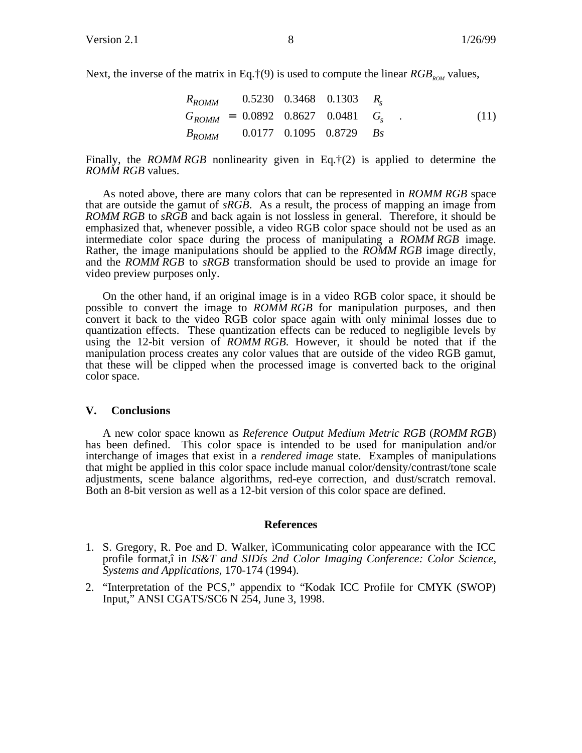Next, the inverse of the matrix in Eq.†(9) is used to compute the linear $RGB_{ROM}$ values,

$$\begin{bmatrix} R_{ROMM} \\ G_{ROMM} \\ B_{ROMM} \end{bmatrix} = \begin{bmatrix} 0.5230 & 0.3468 & 0.1303 \\ 0.0892 & 0.8627 & 0.0481 \\ 0.0177 & 0.1095 & 0.8729 \end{bmatrix} \begin{bmatrix} R_s \\ G_s \\ Bs \end{bmatrix} . \tag{11}$$

Finally, the *ROMM RGB* nonlinearity given in Eq.†(2) is applied to determine the *ROMM RGB* values.

As noted above, there are many colors that can be represented in *ROMM RGB* space that are outside the gamut of *sRGB*. As a result, the process of mapping an image from *ROMM RGB* to *sRGB* and back again is not lossless in general. Therefore, it should be emphasized that, whenever possible, a video RGB color space should not be used as an intermediate color space during the process of manipulating a *ROMM RGB* image. Rather, the image manipulations should be applied to the *ROMM RGB* image directly, and the *ROMM RGB* to *sRGB* transformation should be used to provide an image for video preview purposes only.

On the other hand, if an original image is in a video RGB color space, it should be possible to convert the image to *ROMM RGB* for manipulation purposes, and then convert it back to the video RGB color space again with only minimal losses due to quantization effects. These quantization effects can be reduced to negligible levels by using the 12-bit version of *ROMM RGB*. However, it should be noted that if the manipulation process creates any color values that are outside of the video RGB gamut, that these will be clipped when the processed image is converted back to the original color space.

## V. Conclusions

A new color space known as *Reference Output Medium Metric RGB* (*ROMM RGB*) has been defined. This color space is intended to be used for manipulation and/or interchange of images that exist in a *rendered image* state. Examples of manipulations that might be applied in this color space include manual color/density/contrast/tone scale adjustments, scene balance algorithms, red-eye correction, and dust/scratch removal. Both an 8-bit version as well as a 12-bit version of this color space are defined.

## References

1. S. Gregory, R. Poe and D. Walker, ìCommunicating color appearance with the ICC profile format,î in *IS&T and SIDís 2nd Color Imaging Conference: Color Science, Systems and Applications*, 170-174 (1994).
2. "Interpretation of the PCS," appendix to "Kodak ICC Profile for CMYK (SWOP) Input," ANSI CGATS/SC6 N 254, June 3, 1998.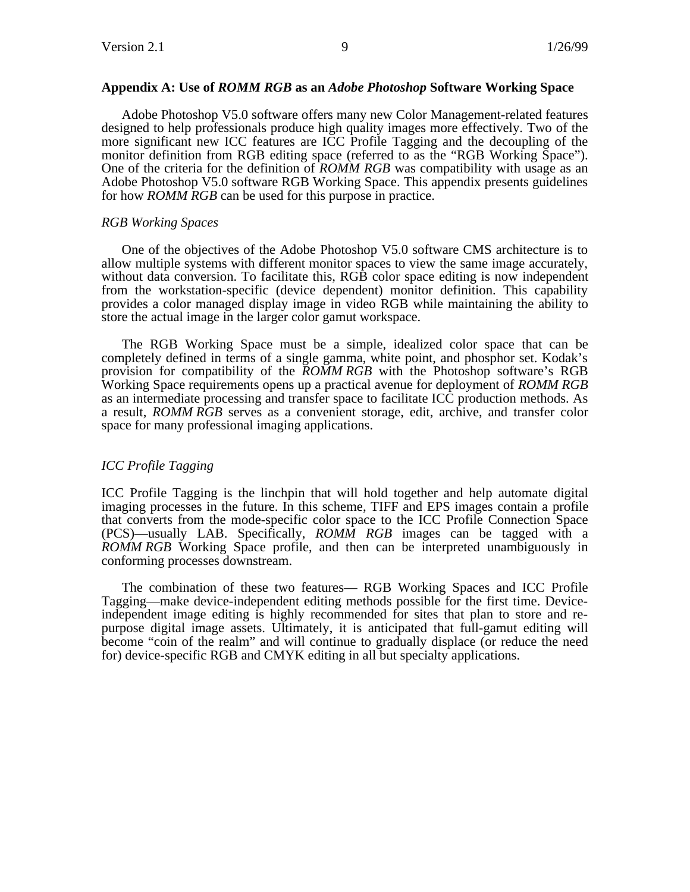## Appendix A: Use of *ROMM RGB* as an *Adobe Photoshop* Software Working Space

Adobe Photoshop V5.0 software offers many new Color Management-related features designed to help professionals produce high quality images more effectively. Two of the more significant new ICC features are ICC Profile Tagging and the decoupling of the monitor definition from RGB editing space (referred to as the "RGB Working Space"). One of the criteria for the definition of *ROMM RGB* was compatibility with usage as an Adobe Photoshop V5.0 software RGB Working Space. This appendix presents guidelines for how *ROMM RGB* can be used for this purpose in practice.

### *RGB Working Spaces*

One of the objectives of the Adobe Photoshop V5.0 software CMS architecture is to allow multiple systems with different monitor spaces to view the same image accurately, without data conversion. To facilitate this, RGB color space editing is now independent from the workstation-specific (device dependent) monitor definition. This capability provides a color managed display image in video RGB while maintaining the ability to store the actual image in the larger color gamut workspace.

The RGB Working Space must be a simple, idealized color space that can be completely defined in terms of a single gamma, white point, and phosphor set. Kodak's provision for compatibility of the *ROMM RGB* with the Photoshop software's RGB Working Space requirements opens up a practical avenue for deployment of *ROMM RGB* as an intermediate processing and transfer space to facilitate ICC production methods. As a result, *ROMM RGB* serves as a convenient storage, edit, archive, and transfer color space for many professional imaging applications.

### *ICC Profile Tagging*

ICC Profile Tagging is the linchpin that will hold together and help automate digital imaging processes in the future. In this scheme, TIFF and EPS images contain a profile that converts from the mode-specific color space to the ICC Profile Connection Space (PCS)—usually LAB. Specifically, *ROMM RGB* images can be tagged with a *ROMM RGB* Working Space profile, and then can be interpreted unambiguously in conforming processes downstream.

The combination of these two features— RGB Working Spaces and ICC Profile Tagging—make device-independent editing methods possible for the first time. Device-independent image editing is highly recommended for sites that plan to store and re-purpose digital image assets. Ultimately, it is anticipated that full-gamut editing will become "coin of the realm" and will continue to gradually displace (or reduce the need for) device-specific RGB and CMYK editing in all but specialty applications.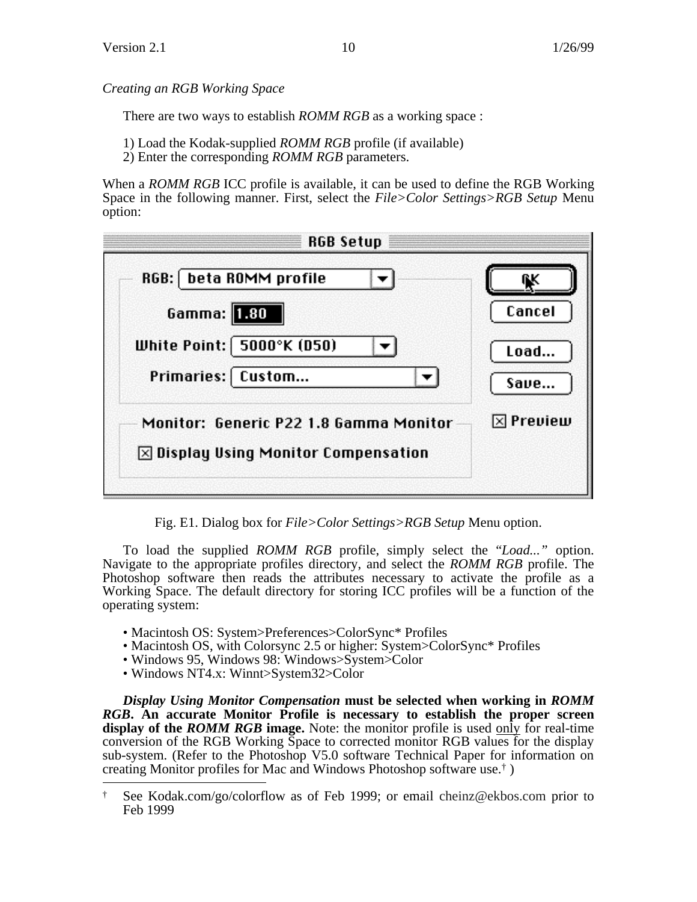*Creating an RGB Working Space*

There are two ways to establish *ROMM RGB* as a working space :

1) Load the Kodak-supplied *ROMM RGB* profile (if available)
2) Enter the corresponding *ROMM RGB* parameters.

When a *ROMM RGB* ICC profile is available, it can be used to define the RGB Working Space in the following manner. First, select the *File>Color Settings>RGB Setup* Menu option:

Fig. E1. Dialog box for *File>Color Settings>RGB Setup* Menu option.

To load the supplied *ROMM RGB* profile, simply select the "*Load...*" option. Navigate to the appropriate profiles directory, and select the *ROMM RGB* profile. The Photoshop software then reads the attributes necessary to activate the profile as a Working Space. The default directory for storing ICC profiles will be a function of the operating system:

- Macintosh OS: System>Preferences>ColorSync* Profiles
- Macintosh OS, with Colorsync 2.5 or higher: System>ColorSync* Profiles
- Windows 95, Windows 98: Windows>System>Color
- Windows NT4.x: Winnt>System32>Color

***Display Using Monitor Compensation* must be selected when working in *ROMM RGB*. An accurate Monitor Profile is necessary to establish the proper screen display of the *ROMM RGB* image.** Note: the monitor profile is used only for real-time conversion of the RGB Working Space to corrected monitor RGB values for the display sub-system. (Refer to the Photoshop V5.0 software Technical Paper for information on creating Monitor profiles for Mac and Windows Photoshop software use.† )

† See Kodak.com/go/colorflow as of Feb 1999; or email cheinz@ekbos.com prior to Feb 1999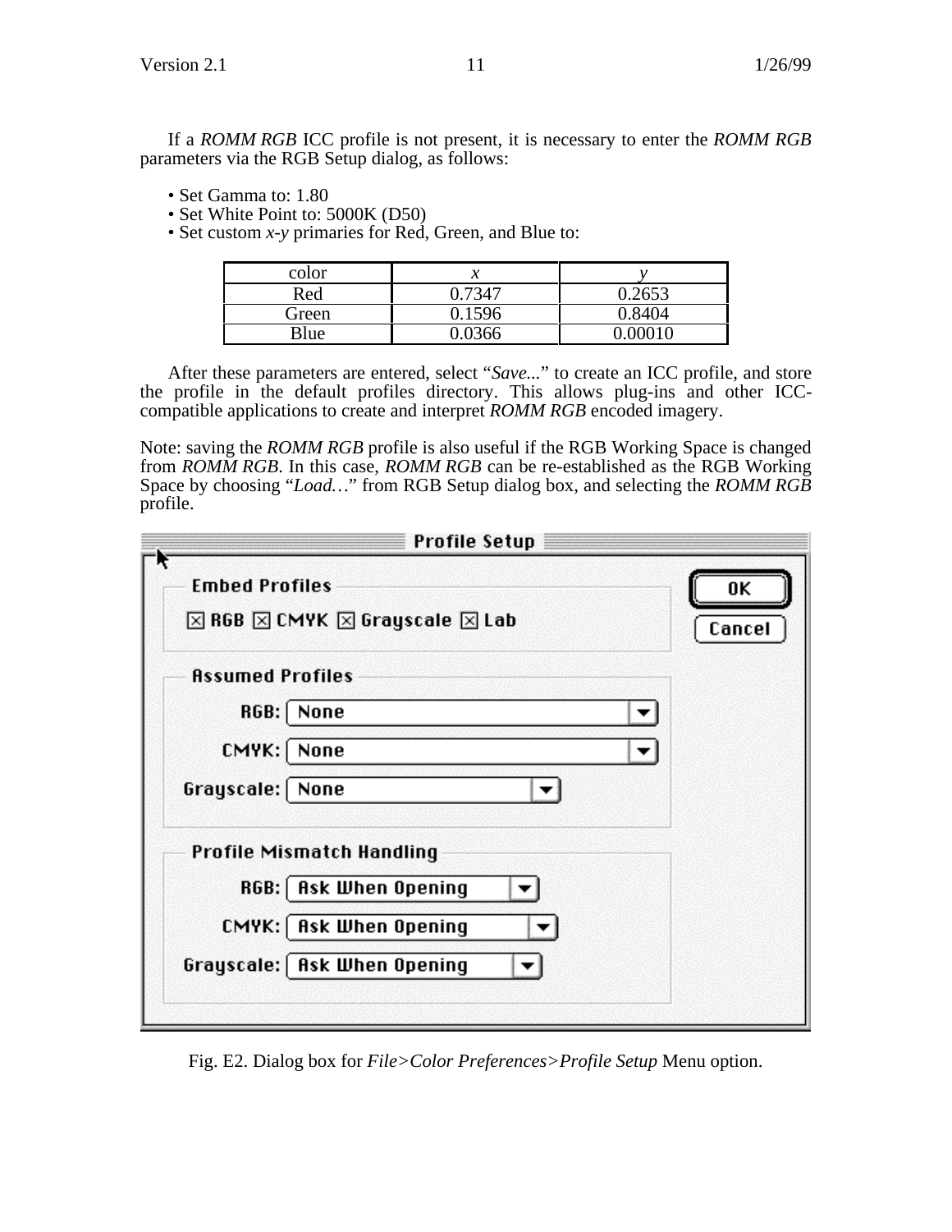If a *ROMM RGB* ICC profile is not present, it is necessary to enter the *ROMM RGB* parameters via the RGB Setup dialog, as follows:

- Set Gamma to: 1.80
- Set White Point to: 5000K (D50)
- Set custom *x-y* primaries for Red, Green, and Blue to:

| color | *x* | *y* |
|---|---|---|
| Red | 0.7347 | 0.2653 |
| Green | 0.1596 | 0.8404 |
| Blue | 0.0366 | 0.00010 |

After these parameters are entered, select "*Save...*" to create an ICC profile, and store the profile in the default profiles directory. This allows plug-ins and other ICC-compatible applications to create and interpret *ROMM RGB* encoded imagery.

Note: saving the *ROMM RGB* profile is also useful if the RGB Working Space is changed from *ROMM RGB*. In this case, *ROMM RGB* can be re-established as the RGB Working Space by choosing "*Load…*" from RGB Setup dialog box, and selecting the *ROMM RGB* profile.

Fig. E2. Dialog box for *File>Color Preferences>Profile Setup* Menu option.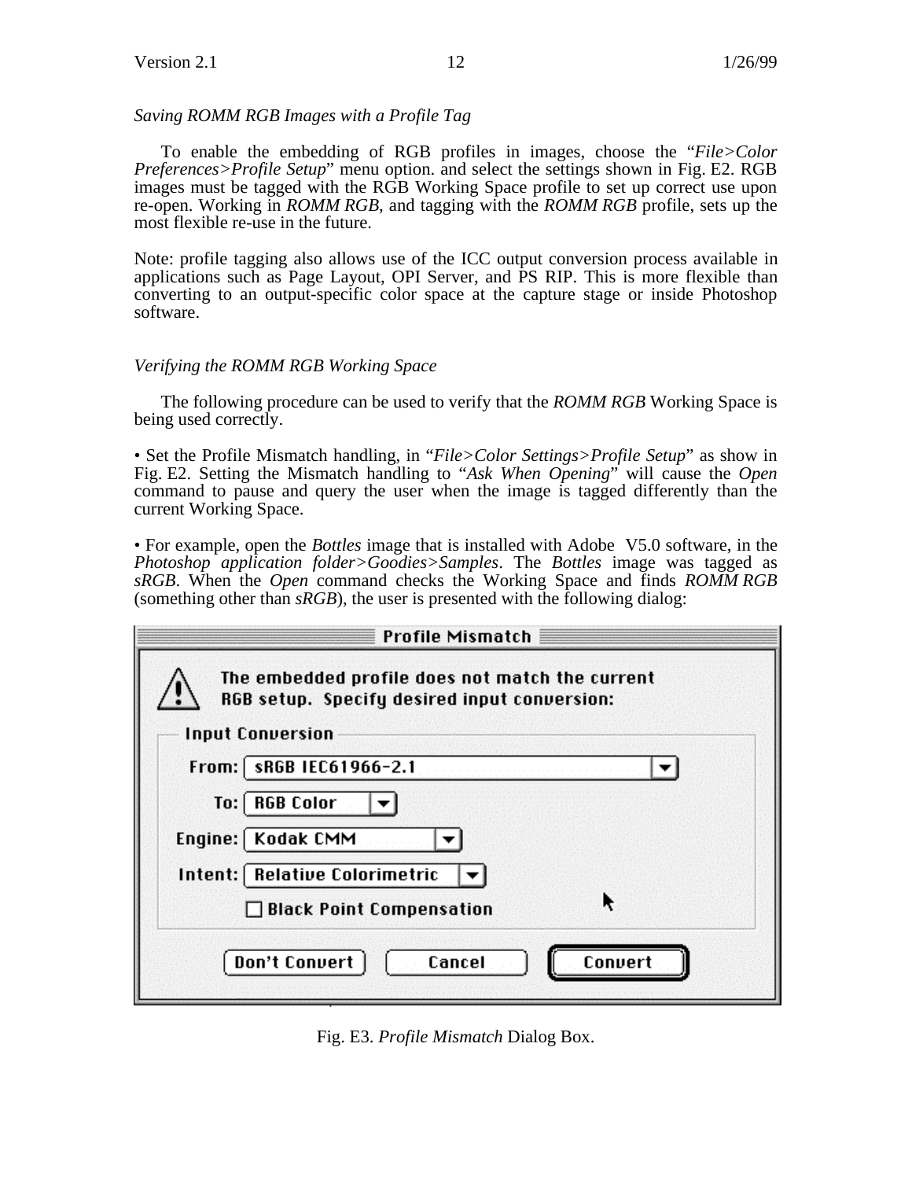*Saving ROMM RGB Images with a Profile Tag*

To enable the embedding of RGB profiles in images, choose the "*File>Color Preferences>Profile Setup*" menu option. and select the settings shown in Fig. E2. RGB images must be tagged with the RGB Working Space profile to set up correct use upon re-open. Working in *ROMM RGB*, and tagging with the *ROMM RGB* profile, sets up the most flexible re-use in the future.

Note: profile tagging also allows use of the ICC output conversion process available in applications such as Page Layout, OPI Server, and PS RIP. This is more flexible than converting to an output-specific color space at the capture stage or inside Photoshop software.

*Verifying the ROMM RGB Working Space*

The following procedure can be used to verify that the *ROMM RGB* Working Space is being used correctly.

• Set the Profile Mismatch handling, in "*File>Color Settings>Profile Setup*" as show in Fig. E2. Setting the Mismatch handling to "*Ask When Opening*" will cause the *Open* command to pause and query the user when the image is tagged differently than the current Working Space.

• For example, open the *Bottles* image that is installed with Adobe V5.0 software, in the *Photoshop application folder>Goodies>Samples*. The *Bottles* image was tagged as *sRGB*. When the *Open* command checks the Working Space and finds *ROMM RGB* (something other than *sRGB*), the user is presented with the following dialog:

Profile Mismatch

The embedded profile does not match the current RGB setup. Specify desired input conversion:

Input Conversion

From: sRGB IEC61966-2.1

To: RGB Color

Engine: Kodak CMM

Intent: Relative Colorimetric

☐ Black Point Compensation

Don't Convert | Cancel | Convert

Fig. E3. *Profile Mismatch* Dialog Box.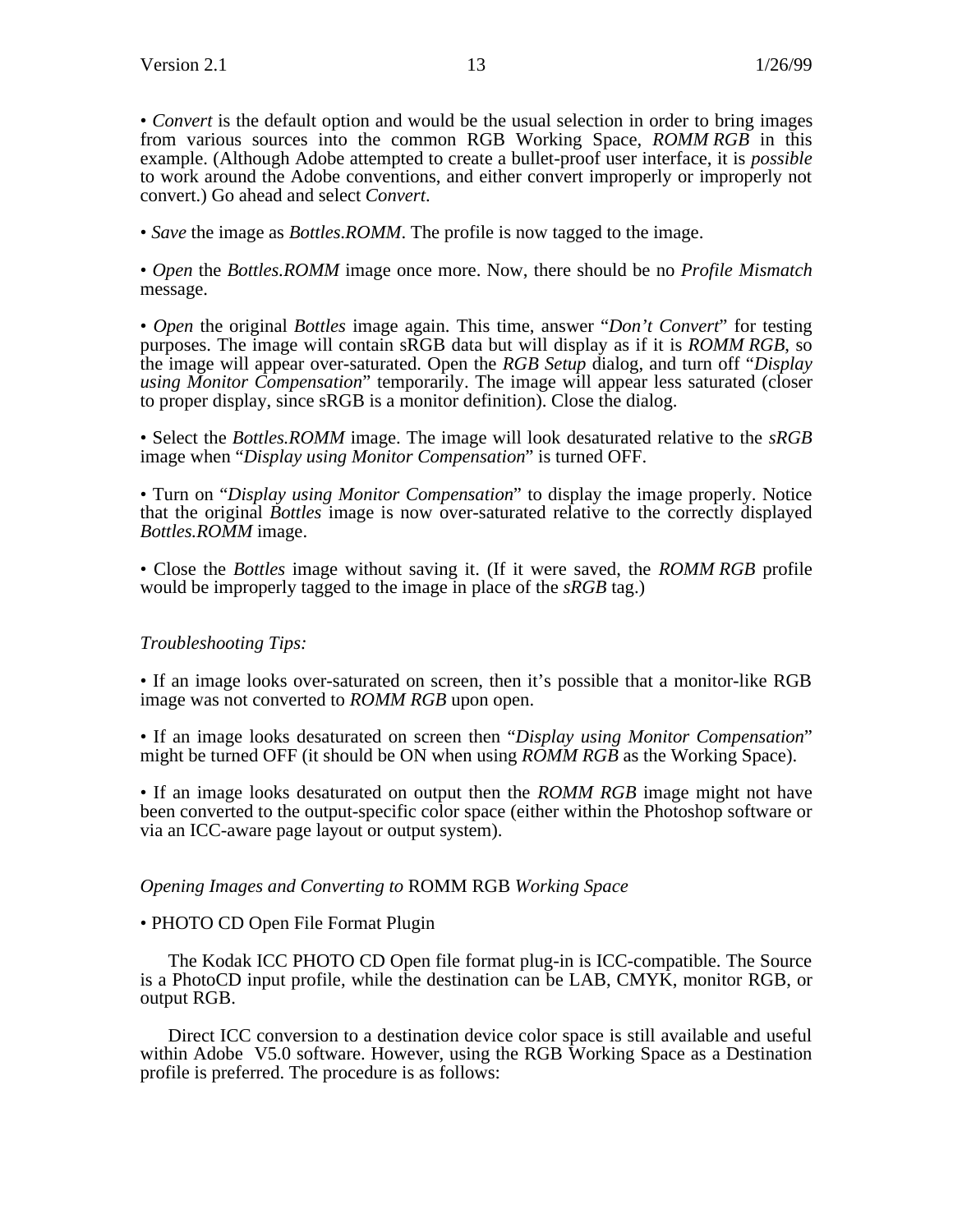• *Convert* is the default option and would be the usual selection in order to bring images from various sources into the common RGB Working Space, *ROMM RGB* in this example. (Although Adobe attempted to create a bullet-proof user interface, it is *possible* to work around the Adobe conventions, and either convert improperly or improperly not convert.) Go ahead and select *Convert*.

• *Save* the image as *Bottles.ROMM*. The profile is now tagged to the image.

• *Open* the *Bottles.ROMM* image once more. Now, there should be no *Profile Mismatch* message.

• *Open* the original *Bottles* image again. This time, answer "*Don't Convert*" for testing purposes. The image will contain sRGB data but will display as if it is *ROMM RGB*, so the image will appear over-saturated. Open the *RGB Setup* dialog, and turn off "*Display using Monitor Compensation*" temporarily. The image will appear less saturated (closer to proper display, since sRGB is a monitor definition). Close the dialog.

• Select the *Bottles.ROMM* image. The image will look desaturated relative to the *sRGB* image when "*Display using Monitor Compensation*" is turned OFF.

• Turn on "*Display using Monitor Compensation*" to display the image properly. Notice that the original *Bottles* image is now over-saturated relative to the correctly displayed *Bottles.ROMM* image.

• Close the *Bottles* image without saving it. (If it were saved, the *ROMM RGB* profile would be improperly tagged to the image in place of the *sRGB* tag.)

*Troubleshooting Tips:*

• If an image looks over-saturated on screen, then it's possible that a monitor-like RGB image was not converted to *ROMM RGB* upon open.

• If an image looks desaturated on screen then "*Display using Monitor Compensation*" might be turned OFF (it should be ON when using *ROMM RGB* as the Working Space).

• If an image looks desaturated on output then the *ROMM RGB* image might not have been converted to the output-specific color space (either within the Photoshop software or via an ICC-aware page layout or output system).

*Opening Images and Converting to* ROMM RGB *Working Space*

• PHOTO CD Open File Format Plugin

The Kodak ICC PHOTO CD Open file format plug-in is ICC-compatible. The Source is a PhotoCD input profile, while the destination can be LAB, CMYK, monitor RGB, or output RGB.

Direct ICC conversion to a destination device color space is still available and useful within Adobe V5.0 software. However, using the RGB Working Space as a Destination profile is preferred. The procedure is as follows: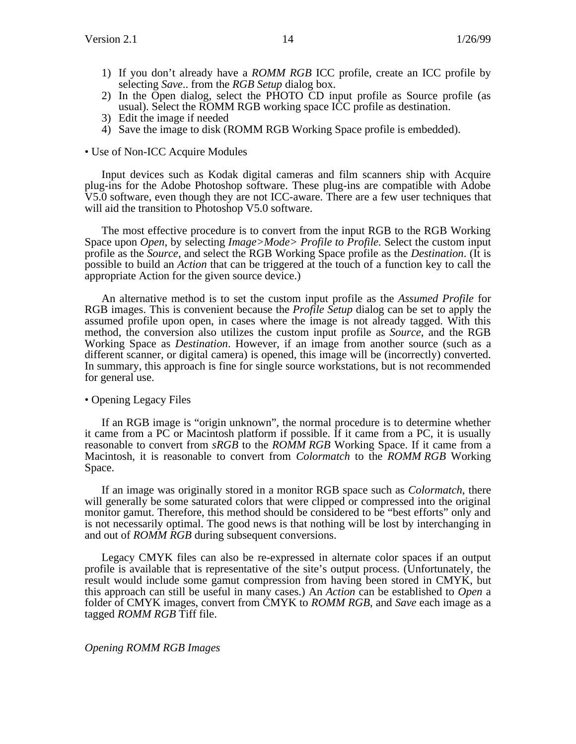1) If you don't already have a *ROMM RGB* ICC profile, create an ICC profile by selecting *Save*.. from the *RGB Setup* dialog box.
2) In the Open dialog, select the PHOTO CD input profile as Source profile (as usual). Select the ROMM RGB working space ICC profile as destination.
3) Edit the image if needed
4) Save the image to disk (ROMM RGB Working Space profile is embedded).

• Use of Non-ICC Acquire Modules

Input devices such as Kodak digital cameras and film scanners ship with Acquire plug-ins for the Adobe Photoshop software. These plug-ins are compatible with Adobe V5.0 software, even though they are not ICC-aware. There are a few user techniques that will aid the transition to Photoshop V5.0 software.

The most effective procedure is to convert from the input RGB to the RGB Working Space upon *Open*, by selecting *Image>Mode> Profile to Profile*. Select the custom input profile as the *Source*, and select the RGB Working Space profile as the *Destination*. (It is possible to build an *Action* that can be triggered at the touch of a function key to call the appropriate Action for the given source device.)

An alternative method is to set the custom input profile as the *Assumed Profile* for RGB images. This is convenient because the *Profile Setup* dialog can be set to apply the assumed profile upon open, in cases where the image is not already tagged. With this method, the conversion also utilizes the custom input profile as *Source*, and the RGB Working Space as *Destination*. However, if an image from another source (such as a different scanner, or digital camera) is opened, this image will be (incorrectly) converted. In summary, this approach is fine for single source workstations, but is not recommended for general use.

• Opening Legacy Files

If an RGB image is "origin unknown", the normal procedure is to determine whether it came from a PC or Macintosh platform if possible. If it came from a PC, it is usually reasonable to convert from *sRGB* to the *ROMM RGB* Working Space. If it came from a Macintosh, it is reasonable to convert from *Colormatch* to the *ROMM RGB* Working Space.

If an image was originally stored in a monitor RGB space such as *Colormatch*, there will generally be some saturated colors that were clipped or compressed into the original monitor gamut. Therefore, this method should be considered to be "best efforts" only and is not necessarily optimal. The good news is that nothing will be lost by interchanging in and out of *ROMM RGB* during subsequent conversions.

Legacy CMYK files can also be re-expressed in alternate color spaces if an output profile is available that is representative of the site's output process. (Unfortunately, the result would include some gamut compression from having been stored in CMYK, but this approach can still be useful in many cases.) An *Action* can be established to *Open* a folder of CMYK images, convert from CMYK to *ROMM RGB*, and *Save* each image as a tagged *ROMM RGB* Tiff file.

*Opening ROMM RGB Images*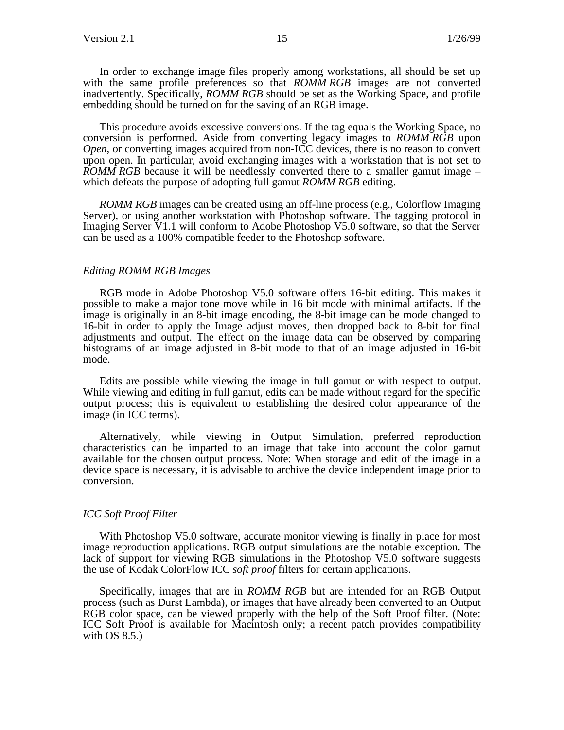In order to exchange image files properly among workstations, all should be set up with the same profile preferences so that *ROMM RGB* images are not converted inadvertently. Specifically, *ROMM RGB* should be set as the Working Space, and profile embedding should be turned on for the saving of an RGB image.

This procedure avoids excessive conversions. If the tag equals the Working Space, no conversion is performed. Aside from converting legacy images to *ROMM RGB* upon *Open*, or converting images acquired from non-ICC devices, there is no reason to convert upon open. In particular, avoid exchanging images with a workstation that is not set to *ROMM RGB* because it will be needlessly converted there to a smaller gamut image – which defeats the purpose of adopting full gamut *ROMM RGB* editing.

*ROMM RGB* images can be created using an off-line process (e.g., Colorflow Imaging Server), or using another workstation with Photoshop software. The tagging protocol in Imaging Server V1.1 will conform to Adobe Photoshop V5.0 software, so that the Server can be used as a 100% compatible feeder to the Photoshop software.

### *Editing ROMM RGB Images*

RGB mode in Adobe Photoshop V5.0 software offers 16-bit editing. This makes it possible to make a major tone move while in 16 bit mode with minimal artifacts. If the image is originally in an 8-bit image encoding, the 8-bit image can be mode changed to 16-bit in order to apply the Image adjust moves, then dropped back to 8-bit for final adjustments and output. The effect on the image data can be observed by comparing histograms of an image adjusted in 8-bit mode to that of an image adjusted in 16-bit mode.

Edits are possible while viewing the image in full gamut or with respect to output. While viewing and editing in full gamut, edits can be made without regard for the specific output process; this is equivalent to establishing the desired color appearance of the image (in ICC terms).

Alternatively, while viewing in Output Simulation, preferred reproduction characteristics can be imparted to an image that take into account the color gamut available for the chosen output process. Note: When storage and edit of the image in a device space is necessary, it is advisable to archive the device independent image prior to conversion.

### *ICC Soft Proof Filter*

With Photoshop V5.0 software, accurate monitor viewing is finally in place for most image reproduction applications. RGB output simulations are the notable exception. The lack of support for viewing RGB simulations in the Photoshop V5.0 software suggests the use of Kodak ColorFlow ICC *soft proof* filters for certain applications.

Specifically, images that are in *ROMM RGB* but are intended for an RGB Output process (such as Durst Lambda), or images that have already been converted to an Output RGB color space, can be viewed properly with the help of the Soft Proof filter. (Note: ICC Soft Proof is available for Macintosh only; a recent patch provides compatibility with OS 8.5.)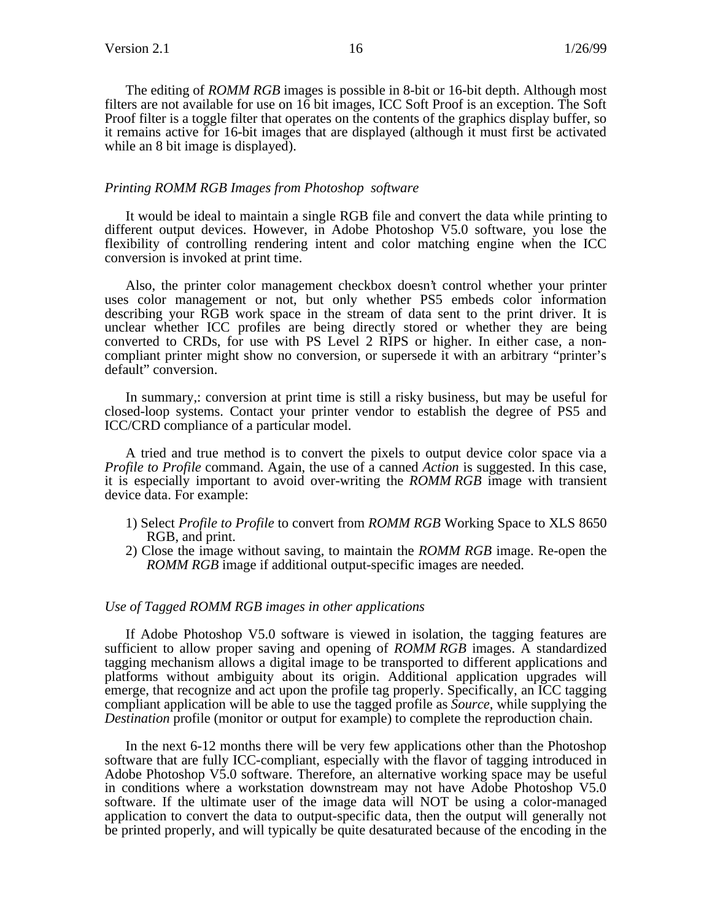The editing of *ROMM RGB* images is possible in 8-bit or 16-bit depth. Although most filters are not available for use on 16 bit images, ICC Soft Proof is an exception. The Soft Proof filter is a toggle filter that operates on the contents of the graphics display buffer, so it remains active for 16-bit images that are displayed (although it must first be activated while an 8 bit image is displayed).

*Printing ROMM RGB Images from Photoshop software*

It would be ideal to maintain a single RGB file and convert the data while printing to different output devices. However, in Adobe Photoshop V5.0 software, you lose the flexibility of controlling rendering intent and color matching engine when the ICC conversion is invoked at print time.

Also, the printer color management checkbox doesn't control whether your printer uses color management or not, but only whether PS5 embeds color information describing your RGB work space in the stream of data sent to the print driver. It is unclear whether ICC profiles are being directly stored or whether they are being converted to CRDs, for use with PS Level 2 RIPS or higher. In either case, a non-compliant printer might show no conversion, or supersede it with an arbitrary "printer's default" conversion.

In summary,: conversion at print time is still a risky business, but may be useful for closed-loop systems. Contact your printer vendor to establish the degree of PS5 and ICC/CRD compliance of a particular model.

A tried and true method is to convert the pixels to output device color space via a *Profile to Profile* command. Again, the use of a canned *Action* is suggested. In this case, it is especially important to avoid over-writing the *ROMM RGB* image with transient device data. For example:

1) Select *Profile to Profile* to convert from *ROMM RGB* Working Space to XLS 8650 RGB, and print.
2) Close the image without saving, to maintain the *ROMM RGB* image. Re-open the *ROMM RGB* image if additional output-specific images are needed.

*Use of Tagged ROMM RGB images in other applications*

If Adobe Photoshop V5.0 software is viewed in isolation, the tagging features are sufficient to allow proper saving and opening of *ROMM RGB* images. A standardized tagging mechanism allows a digital image to be transported to different applications and platforms without ambiguity about its origin. Additional application upgrades will emerge, that recognize and act upon the profile tag properly. Specifically, an ICC tagging compliant application will be able to use the tagged profile as *Source*, while supplying the *Destination* profile (monitor or output for example) to complete the reproduction chain.

In the next 6-12 months there will be very few applications other than the Photoshop software that are fully ICC-compliant, especially with the flavor of tagging introduced in Adobe Photoshop V5.0 software. Therefore, an alternative working space may be useful in conditions where a workstation downstream may not have Adobe Photoshop V5.0 software. If the ultimate user of the image data will NOT be using a color-managed application to convert the data to output-specific data, then the output will generally not be printed properly, and will typically be quite desaturated because of the encoding in the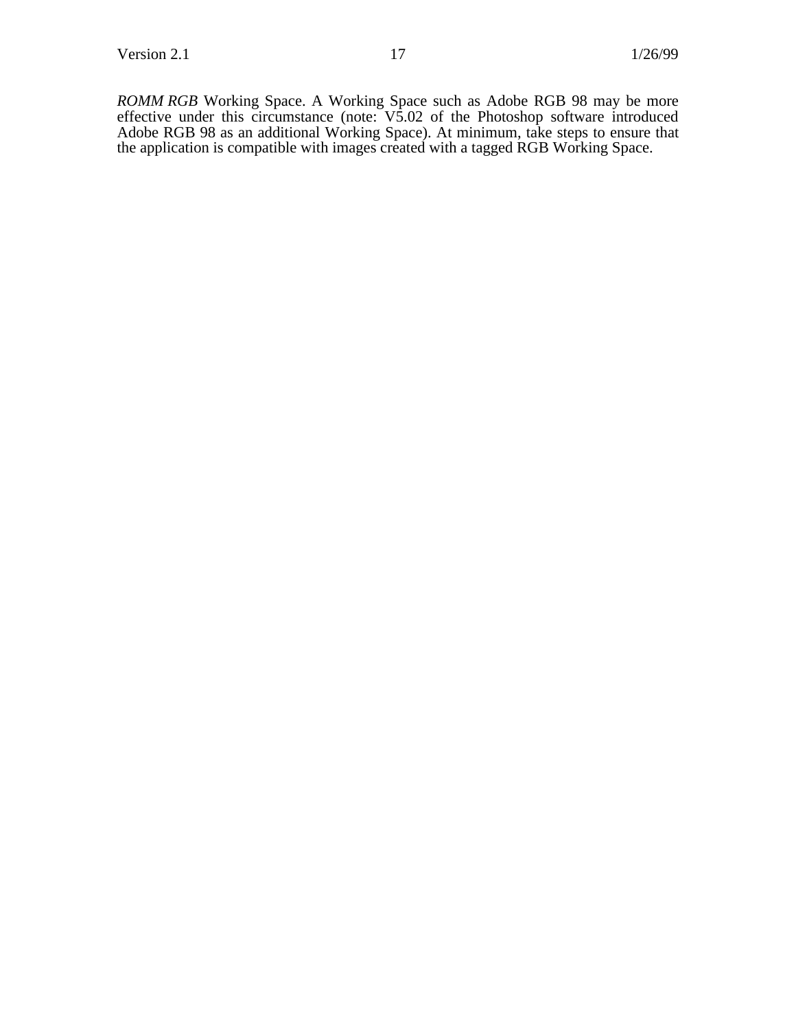*ROMM RGB* Working Space. A Working Space such as Adobe RGB 98 may be more effective under this circumstance (note: V5.02 of the Photoshop software introduced Adobe RGB 98 as an additional Working Space). At minimum, take steps to ensure that the application is compatible with images created with a tagged RGB Working Space.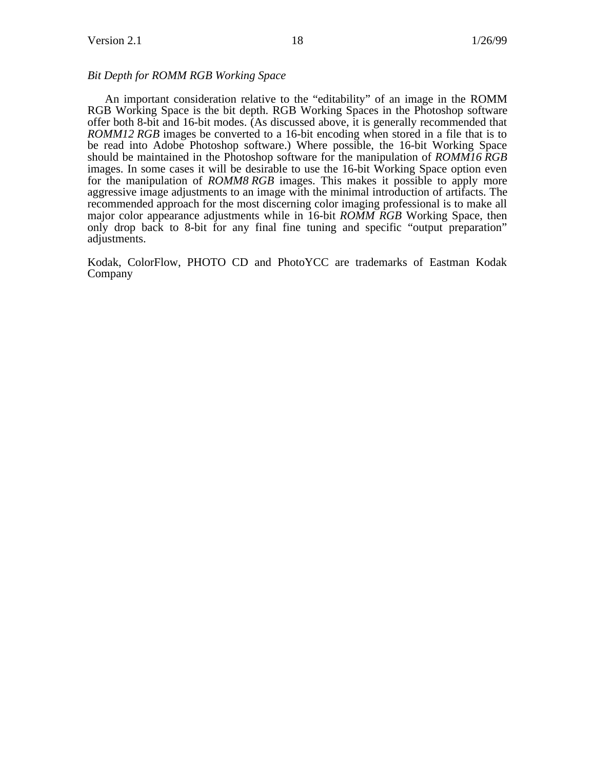*Bit Depth for ROMM RGB Working Space*

An important consideration relative to the "editability" of an image in the ROMM RGB Working Space is the bit depth. RGB Working Spaces in the Photoshop software offer both 8-bit and 16-bit modes. (As discussed above, it is generally recommended that *ROMM12 RGB* images be converted to a 16-bit encoding when stored in a file that is to be read into Adobe Photoshop software.) Where possible, the 16-bit Working Space should be maintained in the Photoshop software for the manipulation of *ROMM16 RGB* images. In some cases it will be desirable to use the 16-bit Working Space option even for the manipulation of *ROMM8 RGB* images. This makes it possible to apply more aggressive image adjustments to an image with the minimal introduction of artifacts. The recommended approach for the most discerning color imaging professional is to make all major color appearance adjustments while in 16-bit *ROMM RGB* Working Space, then only drop back to 8-bit for any final fine tuning and specific "output preparation" adjustments.

Kodak, ColorFlow, PHOTO CD and PhotoYCC are trademarks of Eastman Kodak Company